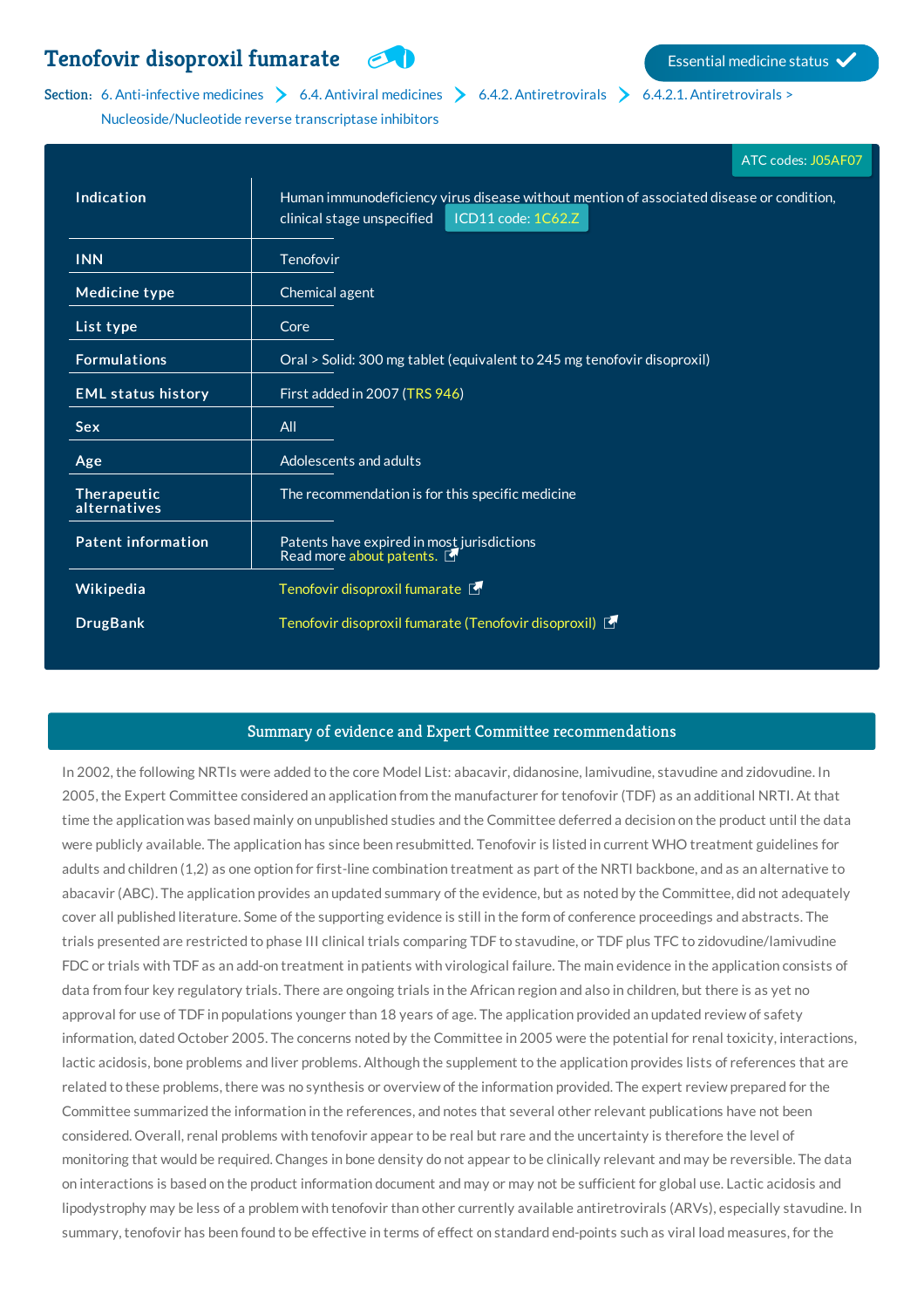# Tenofovir disoproxil fumarate

Essential medicine status ✓

Section: 6. Anti-infective medicines > 6.4. Antiviral medicines > 6.4.2. Antiretrovirals > 6.4.2.1. Antiretrovirals > Nucleoside/Nucleotide reverse transcriptase inhibitors

ATC codes: J05AF07

| | |
|---|---|
| **Indication** | Human immunodeficiency virus disease without mention of associated disease or condition, clinical stage unspecified ICD11 code: 1C62.Z |
| **INN** | Tenofovir |
| **Medicine type** | Chemical agent |
| **List type** | Core |
| **Formulations** | Oral > Solid: 300 mg tablet (equivalent to 245 mg tenofovir disoproxil) |
| **EML status history** | First added in 2007 (TRS 946) |
| **Sex** | All |
| **Age** | Adolescents and adults |
| **Therapeutic alternatives** | The recommendation is for this specific medicine |
| **Patent information** | Patents have expired in most jurisdictions<br>Read more about patents. |
| **Wikipedia** | Tenofovir disoproxil fumarate |
| **DrugBank** | Tenofovir disoproxil fumarate (Tenofovir disoproxil) |

## Summary of evidence and Expert Committee recommendations

In 2002, the following NRTIs were added to the core Model List: abacavir, didanosine, lamivudine, stavudine and zidovudine. In 2005, the Expert Committee considered an application from the manufacturer for tenofovir (TDF) as an additional NRTI. At that time the application was based mainly on unpublished studies and the Committee deferred a decision on the product until the data were publicly available. The application has since been resubmitted. Tenofovir is listed in current WHO treatment guidelines for adults and children (1,2) as one option for first-line combination treatment as part of the NRTI backbone, and as an alternative to abacavir (ABC). The application provides an updated summary of the evidence, but as noted by the Committee, did not adequately cover all published literature. Some of the supporting evidence is still in the form of conference proceedings and abstracts. The trials presented are restricted to phase III clinical trials comparing TDF to stavudine, or TDF plus TFC to zidovudine/lamivudine FDC or trials with TDF as an add-on treatment in patients with virological failure. The main evidence in the application consists of data from four key regulatory trials. There are ongoing trials in the African region and also in children, but there is as yet no approval for use of TDF in populations younger than 18 years of age. The application provided an updated review of safety information, dated October 2005. The concerns noted by the Committee in 2005 were the potential for renal toxicity, interactions, lactic acidosis, bone problems and liver problems. Although the supplement to the application provides lists of references that are related to these problems, there was no synthesis or overview of the information provided. The expert review prepared for the Committee summarized the information in the references, and notes that several other relevant publications have not been considered. Overall, renal problems with tenofovir appear to be real but rare and the uncertainty is therefore the level of monitoring that would be required. Changes in bone density do not appear to be clinically relevant and may be reversible. The data on interactions is based on the product information document and may or may not be sufficient for global use. Lactic acidosis and lipodystrophy may be less of a problem with tenofovir than other currently available antiretrovirals (ARVs), especially stavudine. In summary, tenofovir has been found to be effective in terms of effect on standard end-points such as viral load measures, for the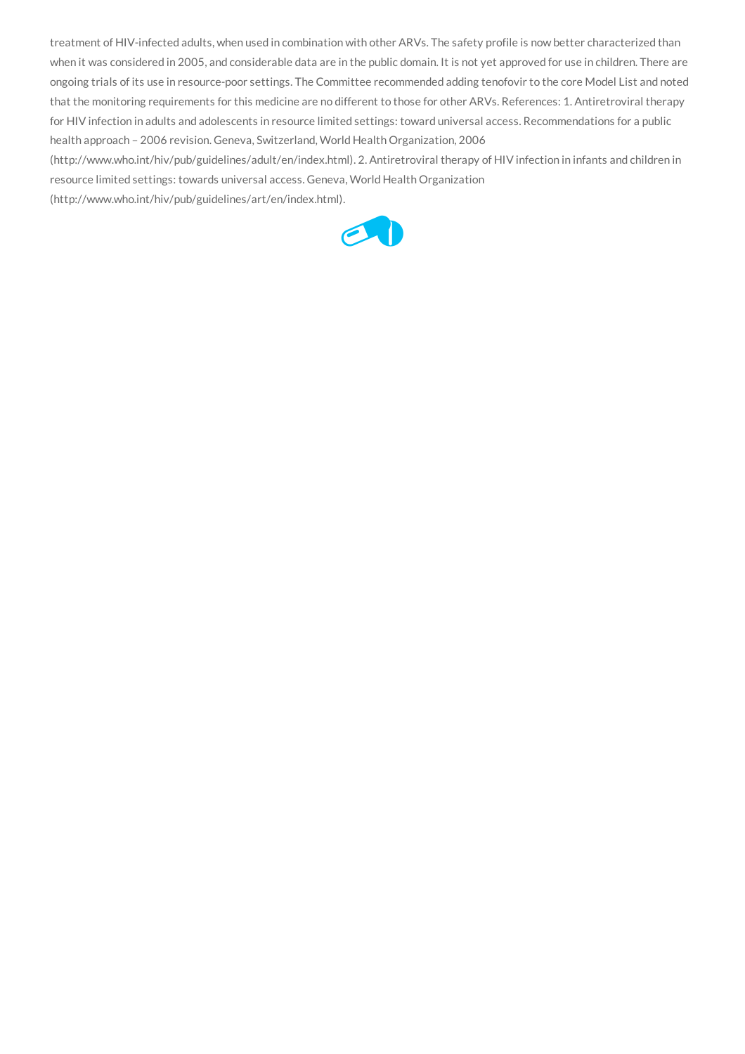treatment of HIV-infected adults, when used in combination with other ARVs. The safety profile is now better characterized than when it was considered in 2005, and considerable data are in the public domain. It is not yet approved for use in children. There are ongoing trials of its use in resource-poor settings. The Committee recommended adding tenofovir to the core Model List and noted that the monitoring requirements for this medicine are no different to those for other ARVs. References: 1. Antiretroviral therapy for HIV infection in adults and adolescents in resource limited settings: toward universal access. Recommendations for a public health approach – 2006 revision. Geneva, Switzerland, World Health Organization, 2006 (http://www.who.int/hiv/pub/guidelines/adult/en/index.html). 2. Antiretroviral therapy of HIV infection in infants and children in resource limited settings: towards universal access. Geneva, World Health Organization (http://www.who.int/hiv/pub/guidelines/art/en/index.html).